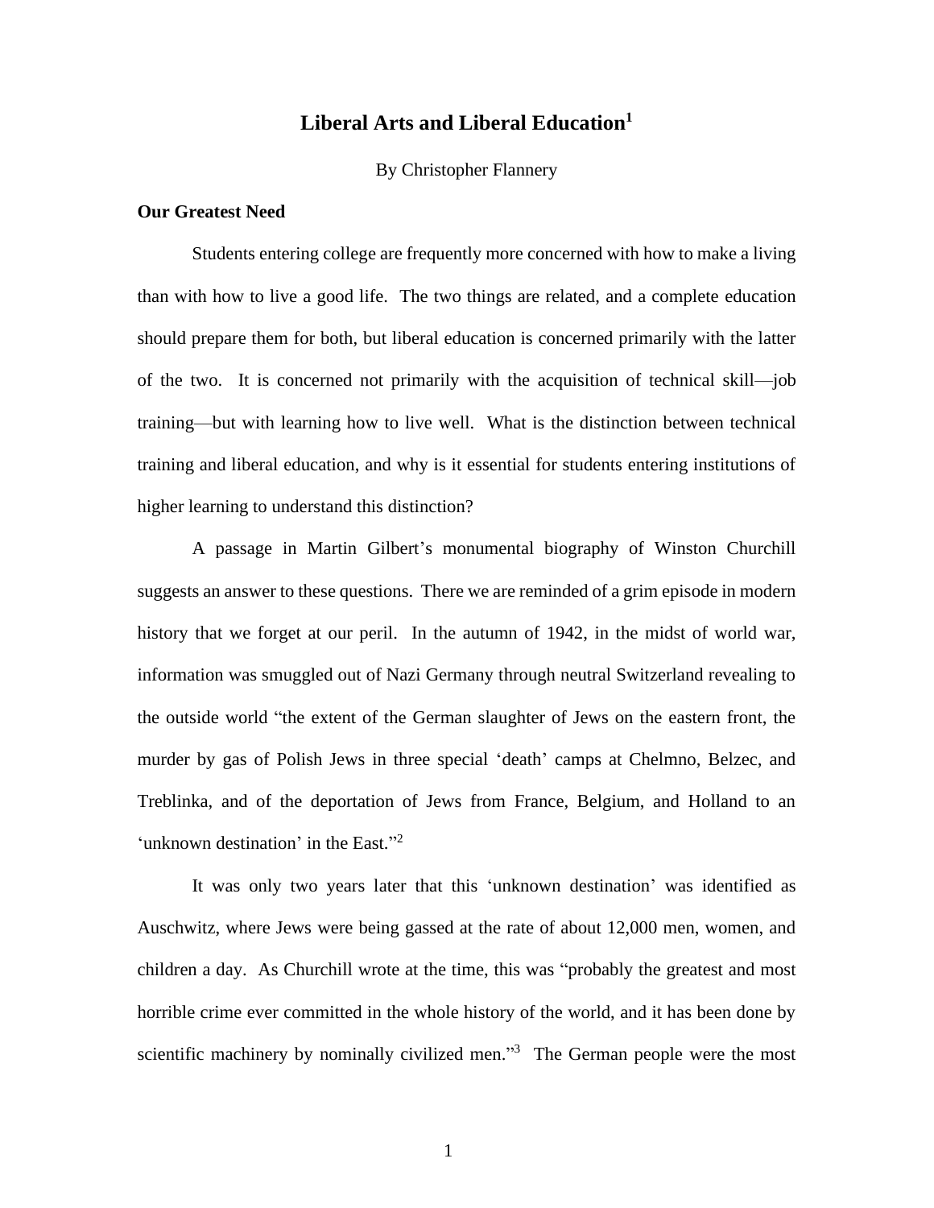# Liberal Arts and Liberal Education[1]

By Christopher Flannery

## Our Greatest Need

Students entering college are frequently more concerned with how to make a living than with how to live a good life. The two things are related, and a complete education should prepare them for both, but liberal education is concerned primarily with the latter of the two. It is concerned not primarily with the acquisition of technical skill—job training—but with learning how to live well. What is the distinction between technical training and liberal education, and why is it essential for students entering institutions of higher learning to understand this distinction?

A passage in Martin Gilbert's monumental biography of Winston Churchill suggests an answer to these questions. There we are reminded of a grim episode in modern history that we forget at our peril. In the autumn of 1942, in the midst of world war, information was smuggled out of Nazi Germany through neutral Switzerland revealing to the outside world "the extent of the German slaughter of Jews on the eastern front, the murder by gas of Polish Jews in three special 'death' camps at Chelmno, Belzec, and Treblinka, and of the deportation of Jews from France, Belgium, and Holland to an 'unknown destination' in the East."[2]

It was only two years later that this 'unknown destination' was identified as Auschwitz, where Jews were being gassed at the rate of about 12,000 men, women, and children a day. As Churchill wrote at the time, this was "probably the greatest and most horrible crime ever committed in the whole history of the world, and it has been done by scientific machinery by nominally civilized men."[3] The German people were the most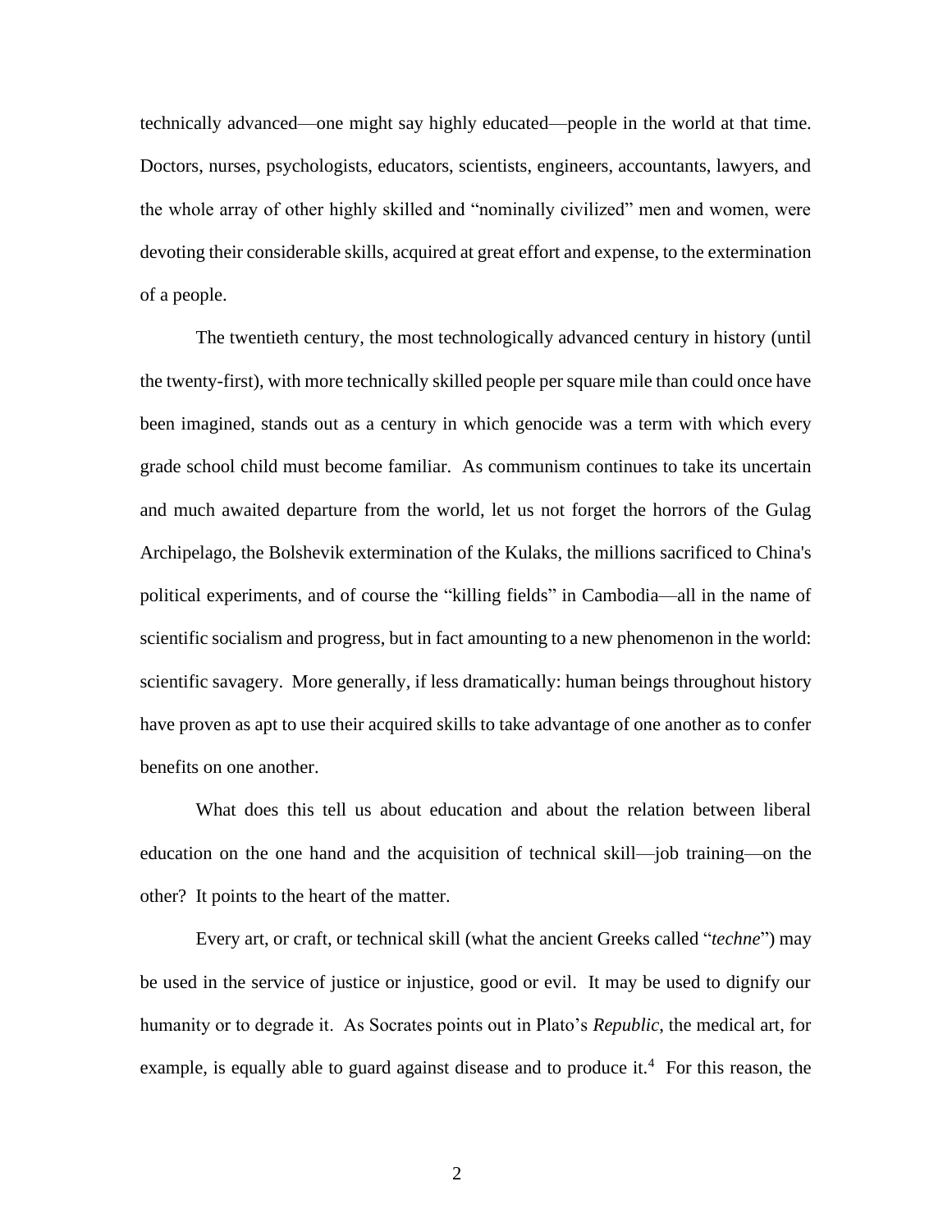technically advanced—one might say highly educated—people in the world at that time. Doctors, nurses, psychologists, educators, scientists, engineers, accountants, lawyers, and the whole array of other highly skilled and "nominally civilized" men and women, were devoting their considerable skills, acquired at great effort and expense, to the extermination of a people.

The twentieth century, the most technologically advanced century in history (until the twenty-first), with more technically skilled people per square mile than could once have been imagined, stands out as a century in which genocide was a term with which every grade school child must become familiar. As communism continues to take its uncertain and much awaited departure from the world, let us not forget the horrors of the Gulag Archipelago, the Bolshevik extermination of the Kulaks, the millions sacrificed to China's political experiments, and of course the "killing fields" in Cambodia—all in the name of scientific socialism and progress, but in fact amounting to a new phenomenon in the world: scientific savagery. More generally, if less dramatically: human beings throughout history have proven as apt to use their acquired skills to take advantage of one another as to confer benefits on one another.

What does this tell us about education and about the relation between liberal education on the one hand and the acquisition of technical skill—job training—on the other? It points to the heart of the matter.

Every art, or craft, or technical skill (what the ancient Greeks called "*techne*") may be used in the service of justice or injustice, good or evil. It may be used to dignify our humanity or to degrade it. As Socrates points out in Plato's *Republic*, the medical art, for example, is equally able to guard against disease and to produce it.[4] For this reason, the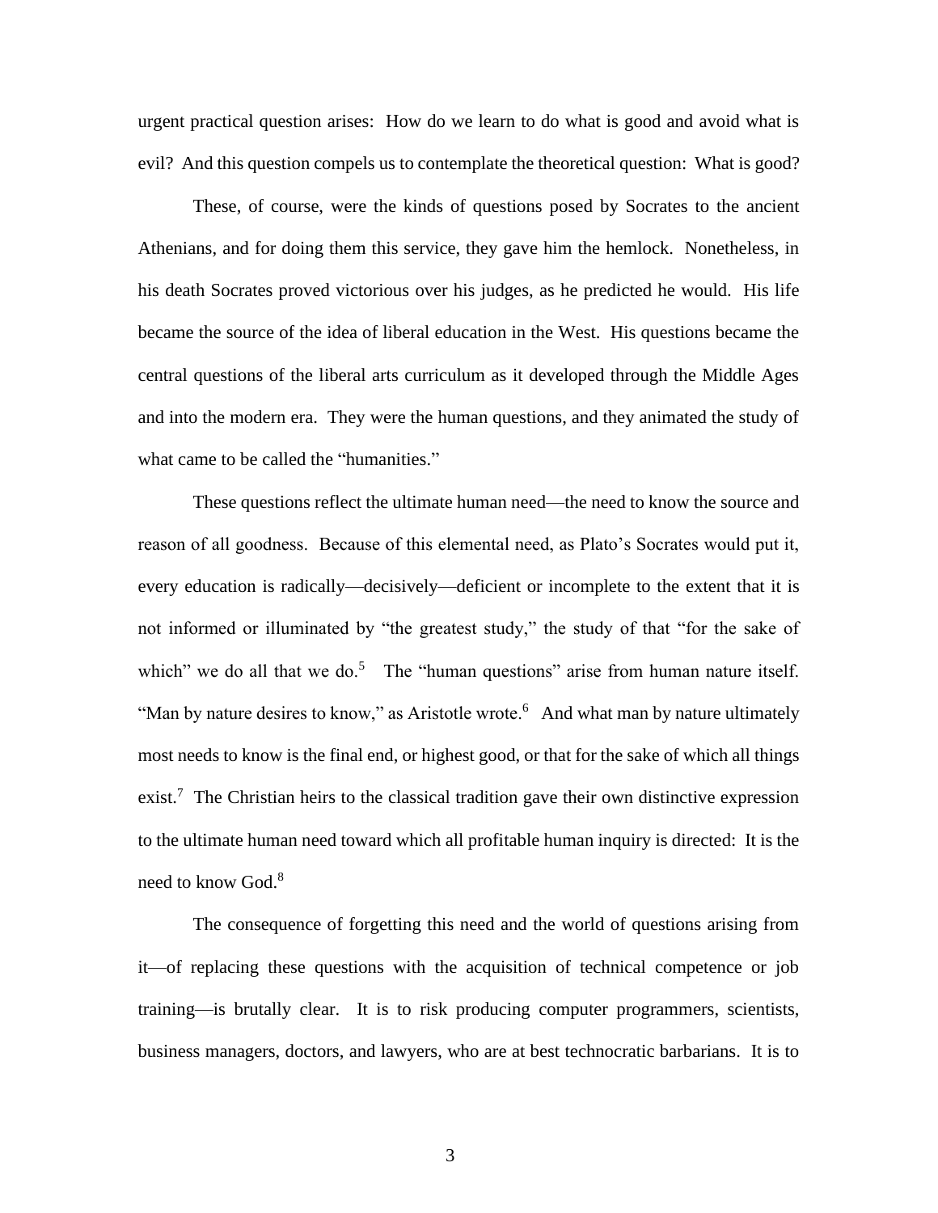urgent practical question arises: How do we learn to do what is good and avoid what is evil? And this question compels us to contemplate the theoretical question: What is good?

These, of course, were the kinds of questions posed by Socrates to the ancient Athenians, and for doing them this service, they gave him the hemlock. Nonetheless, in his death Socrates proved victorious over his judges, as he predicted he would. His life became the source of the idea of liberal education in the West. His questions became the central questions of the liberal arts curriculum as it developed through the Middle Ages and into the modern era. They were the human questions, and they animated the study of what came to be called the "humanities."

These questions reflect the ultimate human need—the need to know the source and reason of all goodness. Because of this elemental need, as Plato's Socrates would put it, every education is radically—decisively—deficient or incomplete to the extent that it is not informed or illuminated by "the greatest study," the study of that "for the sake of which" we do all that we do.[5] The "human questions" arise from human nature itself. "Man by nature desires to know," as Aristotle wrote.[6] And what man by nature ultimately most needs to know is the final end, or highest good, or that for the sake of which all things exist.[7] The Christian heirs to the classical tradition gave their own distinctive expression to the ultimate human need toward which all profitable human inquiry is directed: It is the need to know God.[8]

The consequence of forgetting this need and the world of questions arising from it—of replacing these questions with the acquisition of technical competence or job training—is brutally clear. It is to risk producing computer programmers, scientists, business managers, doctors, and lawyers, who are at best technocratic barbarians. It is to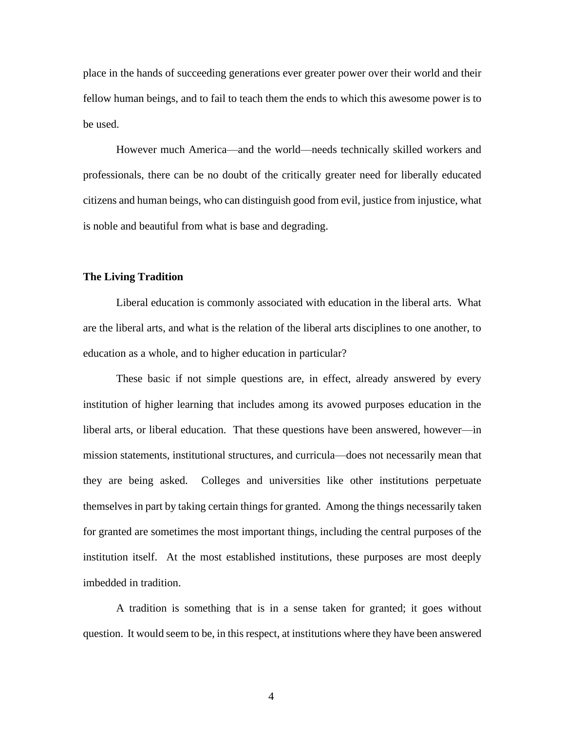place in the hands of succeeding generations ever greater power over their world and their fellow human beings, and to fail to teach them the ends to which this awesome power is to be used.

However much America—and the world—needs technically skilled workers and professionals, there can be no doubt of the critically greater need for liberally educated citizens and human beings, who can distinguish good from evil, justice from injustice, what is noble and beautiful from what is base and degrading.

## The Living Tradition

Liberal education is commonly associated with education in the liberal arts. What are the liberal arts, and what is the relation of the liberal arts disciplines to one another, to education as a whole, and to higher education in particular?

These basic if not simple questions are, in effect, already answered by every institution of higher learning that includes among its avowed purposes education in the liberal arts, or liberal education. That these questions have been answered, however—in mission statements, institutional structures, and curricula—does not necessarily mean that they are being asked. Colleges and universities like other institutions perpetuate themselves in part by taking certain things for granted. Among the things necessarily taken for granted are sometimes the most important things, including the central purposes of the institution itself. At the most established institutions, these purposes are most deeply imbedded in tradition.

A tradition is something that is in a sense taken for granted; it goes without question. It would seem to be, in this respect, at institutions where they have been answered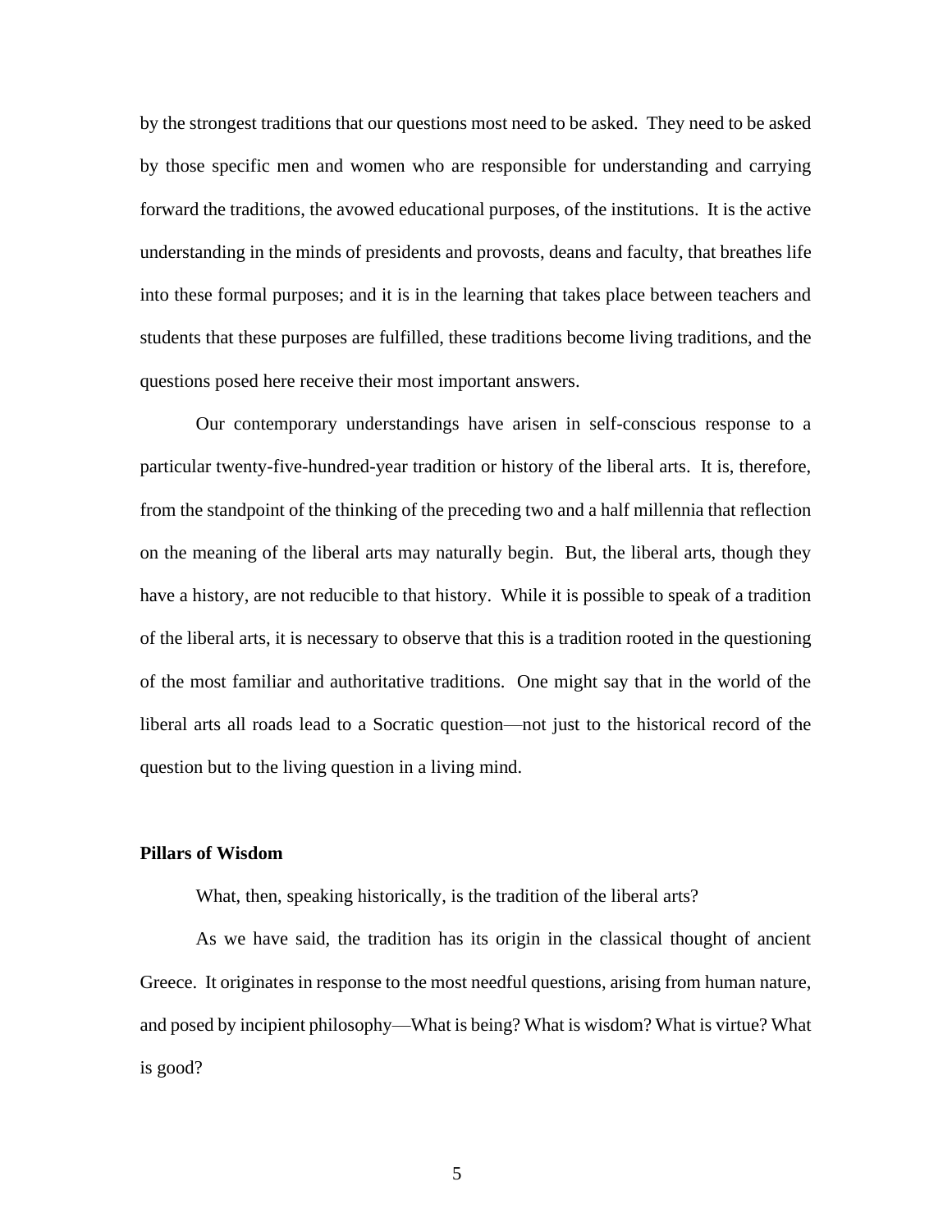by the strongest traditions that our questions most need to be asked. They need to be asked by those specific men and women who are responsible for understanding and carrying forward the traditions, the avowed educational purposes, of the institutions. It is the active understanding in the minds of presidents and provosts, deans and faculty, that breathes life into these formal purposes; and it is in the learning that takes place between teachers and students that these purposes are fulfilled, these traditions become living traditions, and the questions posed here receive their most important answers.

Our contemporary understandings have arisen in self-conscious response to a particular twenty-five-hundred-year tradition or history of the liberal arts. It is, therefore, from the standpoint of the thinking of the preceding two and a half millennia that reflection on the meaning of the liberal arts may naturally begin. But, the liberal arts, though they have a history, are not reducible to that history. While it is possible to speak of a tradition of the liberal arts, it is necessary to observe that this is a tradition rooted in the questioning of the most familiar and authoritative traditions. One might say that in the world of the liberal arts all roads lead to a Socratic question—not just to the historical record of the question but to the living question in a living mind.

**Pillars of Wisdom**

What, then, speaking historically, is the tradition of the liberal arts?

As we have said, the tradition has its origin in the classical thought of ancient Greece. It originates in response to the most needful questions, arising from human nature, and posed by incipient philosophy—What is being? What is wisdom? What is virtue? What is good?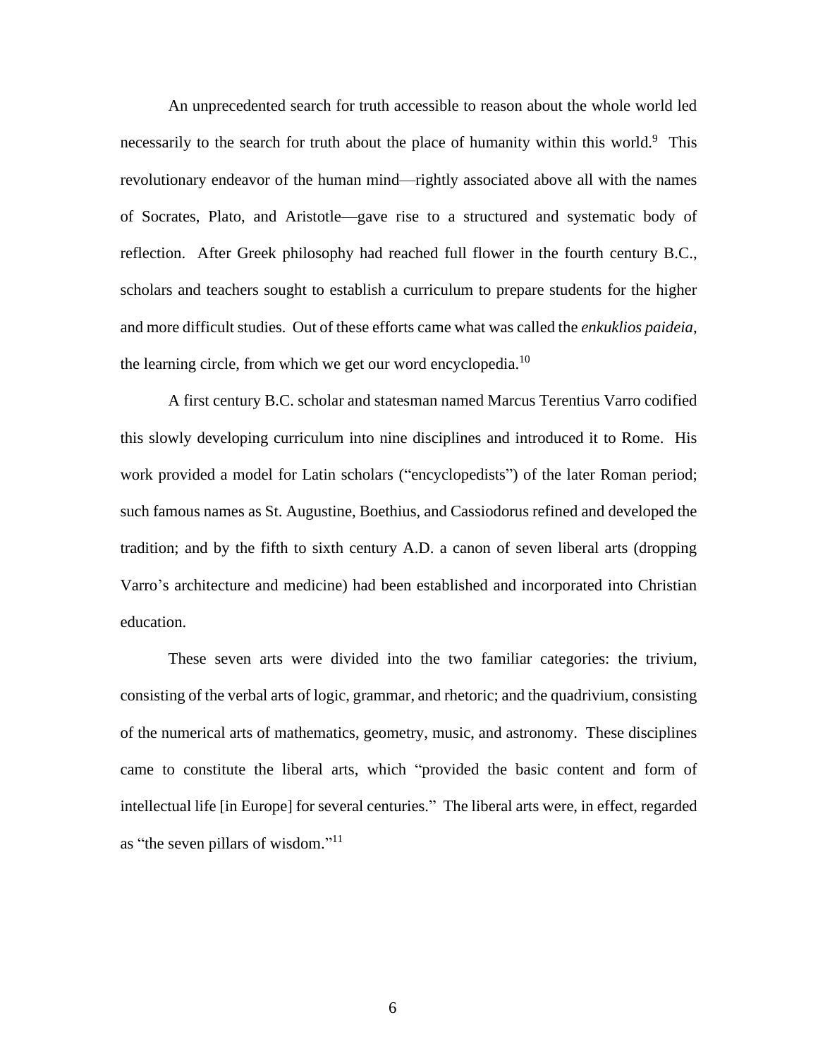An unprecedented search for truth accessible to reason about the whole world led necessarily to the search for truth about the place of humanity within this world.[9] This revolutionary endeavor of the human mind—rightly associated above all with the names of Socrates, Plato, and Aristotle—gave rise to a structured and systematic body of reflection. After Greek philosophy had reached full flower in the fourth century B.C., scholars and teachers sought to establish a curriculum to prepare students for the higher and more difficult studies. Out of these efforts came what was called the *enkuklios paideia*, the learning circle, from which we get our word encyclopedia.[10]

A first century B.C. scholar and statesman named Marcus Terentius Varro codified this slowly developing curriculum into nine disciplines and introduced it to Rome. His work provided a model for Latin scholars ("encyclopedists") of the later Roman period; such famous names as St. Augustine, Boethius, and Cassiodorus refined and developed the tradition; and by the fifth to sixth century A.D. a canon of seven liberal arts (dropping Varro's architecture and medicine) had been established and incorporated into Christian education.

These seven arts were divided into the two familiar categories: the trivium, consisting of the verbal arts of logic, grammar, and rhetoric; and the quadrivium, consisting of the numerical arts of mathematics, geometry, music, and astronomy. These disciplines came to constitute the liberal arts, which "provided the basic content and form of intellectual life [in Europe] for several centuries." The liberal arts were, in effect, regarded as "the seven pillars of wisdom."[11]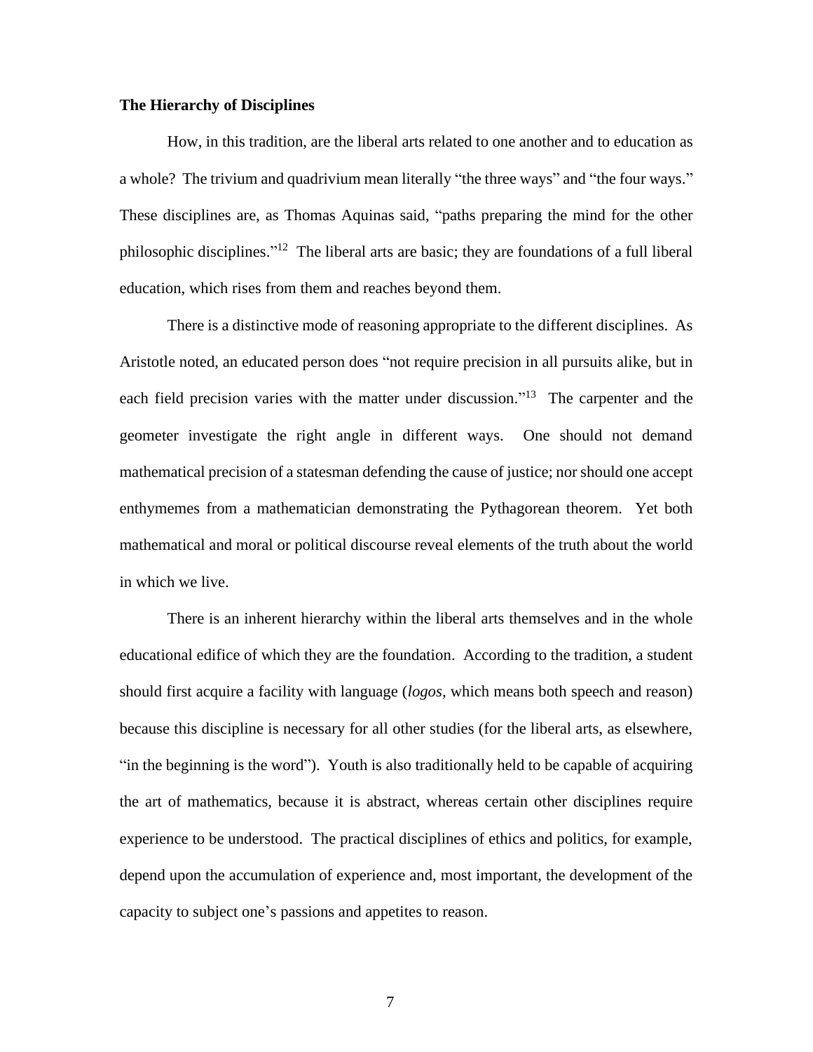**The Hierarchy of Disciplines**

How, in this tradition, are the liberal arts related to one another and to education as a whole? The trivium and quadrivium mean literally "the three ways" and "the four ways." These disciplines are, as Thomas Aquinas said, "paths preparing the mind for the other philosophic disciplines."[12] The liberal arts are basic; they are foundations of a full liberal education, which rises from them and reaches beyond them.

There is a distinctive mode of reasoning appropriate to the different disciplines. As Aristotle noted, an educated person does "not require precision in all pursuits alike, but in each field precision varies with the matter under discussion."[13] The carpenter and the geometer investigate the right angle in different ways. One should not demand mathematical precision of a statesman defending the cause of justice; nor should one accept enthymemes from a mathematician demonstrating the Pythagorean theorem. Yet both mathematical and moral or political discourse reveal elements of the truth about the world in which we live.

There is an inherent hierarchy within the liberal arts themselves and in the whole educational edifice of which they are the foundation. According to the tradition, a student should first acquire a facility with language (*logos*, which means both speech and reason) because this discipline is necessary for all other studies (for the liberal arts, as elsewhere, "in the beginning is the word"). Youth is also traditionally held to be capable of acquiring the art of mathematics, because it is abstract, whereas certain other disciplines require experience to be understood. The practical disciplines of ethics and politics, for example, depend upon the accumulation of experience and, most important, the development of the capacity to subject one's passions and appetites to reason.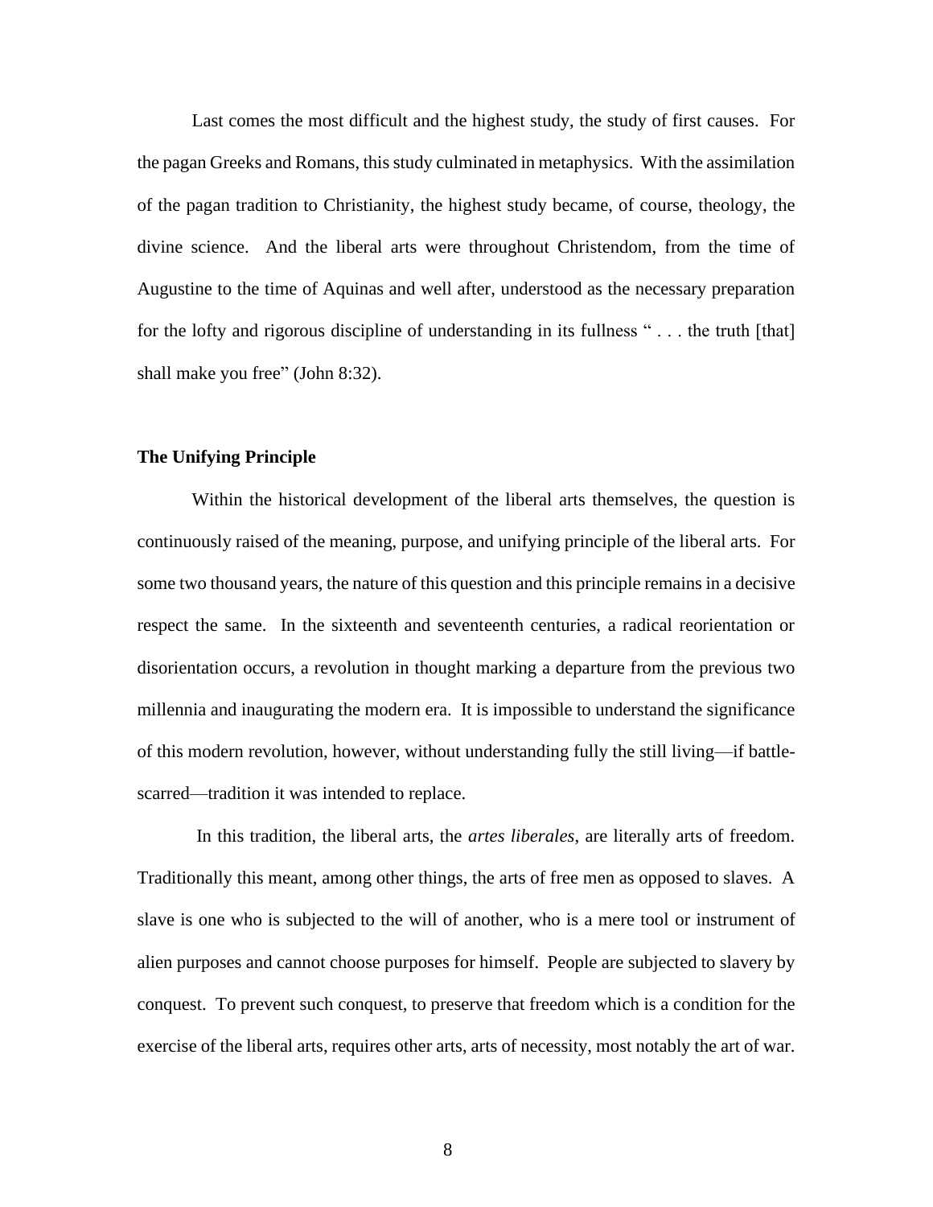Last comes the most difficult and the highest study, the study of first causes. For the pagan Greeks and Romans, this study culminated in metaphysics. With the assimilation of the pagan tradition to Christianity, the highest study became, of course, theology, the divine science. And the liberal arts were throughout Christendom, from the time of Augustine to the time of Aquinas and well after, understood as the necessary preparation for the lofty and rigorous discipline of understanding in its fullness " . . . the truth [that] shall make you free" (John 8:32).

### The Unifying Principle

Within the historical development of the liberal arts themselves, the question is continuously raised of the meaning, purpose, and unifying principle of the liberal arts. For some two thousand years, the nature of this question and this principle remains in a decisive respect the same. In the sixteenth and seventeenth centuries, a radical reorientation or disorientation occurs, a revolution in thought marking a departure from the previous two millennia and inaugurating the modern era. It is impossible to understand the significance of this modern revolution, however, without understanding fully the still living—if battle-scarred—tradition it was intended to replace.

In this tradition, the liberal arts, the *artes liberales*, are literally arts of freedom. Traditionally this meant, among other things, the arts of free men as opposed to slaves. A slave is one who is subjected to the will of another, who is a mere tool or instrument of alien purposes and cannot choose purposes for himself. People are subjected to slavery by conquest. To prevent such conquest, to preserve that freedom which is a condition for the exercise of the liberal arts, requires other arts, arts of necessity, most notably the art of war.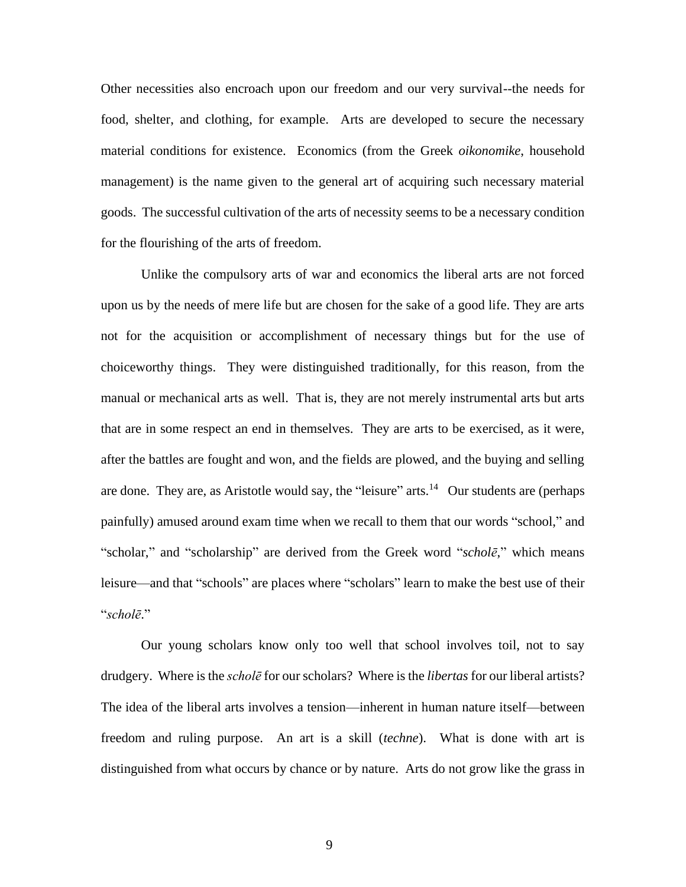Other necessities also encroach upon our freedom and our very survival--the needs for food, shelter, and clothing, for example. Arts are developed to secure the necessary material conditions for existence. Economics (from the Greek *oikonomike*, household management) is the name given to the general art of acquiring such necessary material goods. The successful cultivation of the arts of necessity seems to be a necessary condition for the flourishing of the arts of freedom.

Unlike the compulsory arts of war and economics the liberal arts are not forced upon us by the needs of mere life but are chosen for the sake of a good life. They are arts not for the acquisition or accomplishment of necessary things but for the use of choiceworthy things. They were distinguished traditionally, for this reason, from the manual or mechanical arts as well. That is, they are not merely instrumental arts but arts that are in some respect an end in themselves. They are arts to be exercised, as it were, after the battles are fought and won, and the fields are plowed, and the buying and selling are done. They are, as Aristotle would say, the "leisure" arts.[14] Our students are (perhaps painfully) amused around exam time when we recall to them that our words "school," and "scholar," and "scholarship" are derived from the Greek word "*scholē*," which means leisure—and that "schools" are places where "scholars" learn to make the best use of their "*scholē*."

Our young scholars know only too well that school involves toil, not to say drudgery. Where is the *scholē* for our scholars? Where is the *libertas* for our liberal artists? The idea of the liberal arts involves a tension—inherent in human nature itself—between freedom and ruling purpose. An art is a skill (*techne*). What is done with art is distinguished from what occurs by chance or by nature. Arts do not grow like the grass in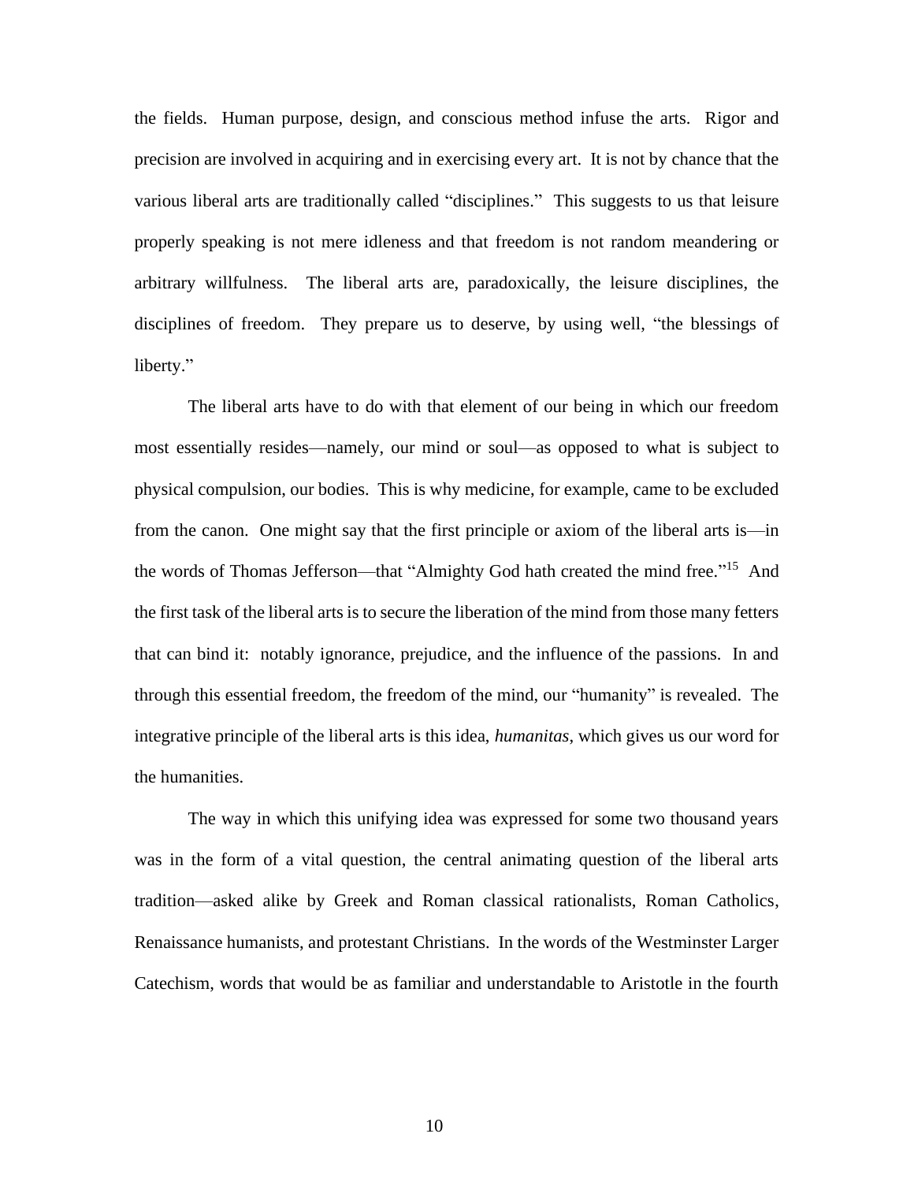the fields. Human purpose, design, and conscious method infuse the arts. Rigor and precision are involved in acquiring and in exercising every art. It is not by chance that the various liberal arts are traditionally called "disciplines." This suggests to us that leisure properly speaking is not mere idleness and that freedom is not random meandering or arbitrary willfulness. The liberal arts are, paradoxically, the leisure disciplines, the disciplines of freedom. They prepare us to deserve, by using well, "the blessings of liberty."

The liberal arts have to do with that element of our being in which our freedom most essentially resides—namely, our mind or soul—as opposed to what is subject to physical compulsion, our bodies. This is why medicine, for example, came to be excluded from the canon. One might say that the first principle or axiom of the liberal arts is—in the words of Thomas Jefferson—that "Almighty God hath created the mind free."[15] And the first task of the liberal arts is to secure the liberation of the mind from those many fetters that can bind it: notably ignorance, prejudice, and the influence of the passions. In and through this essential freedom, the freedom of the mind, our "humanity" is revealed. The integrative principle of the liberal arts is this idea, *humanitas*, which gives us our word for the humanities.

The way in which this unifying idea was expressed for some two thousand years was in the form of a vital question, the central animating question of the liberal arts tradition—asked alike by Greek and Roman classical rationalists, Roman Catholics, Renaissance humanists, and protestant Christians. In the words of the Westminster Larger Catechism, words that would be as familiar and understandable to Aristotle in the fourth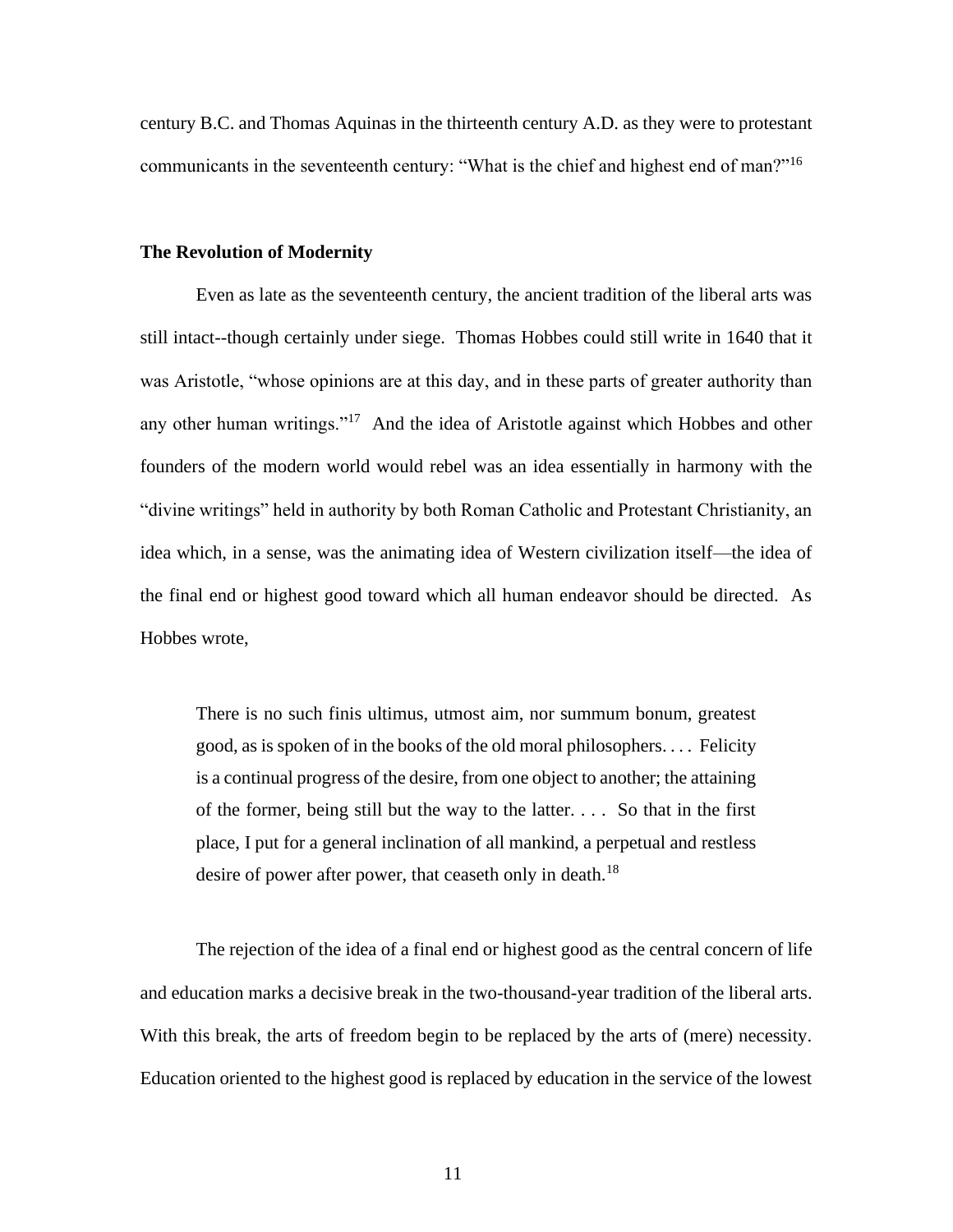century B.C. and Thomas Aquinas in the thirteenth century A.D. as they were to protestant communicants in the seventeenth century: "What is the chief and highest end of man?"[16]

**The Revolution of Modernity**

Even as late as the seventeenth century, the ancient tradition of the liberal arts was still intact--though certainly under siege. Thomas Hobbes could still write in 1640 that it was Aristotle, "whose opinions are at this day, and in these parts of greater authority than any other human writings."[17] And the idea of Aristotle against which Hobbes and other founders of the modern world would rebel was an idea essentially in harmony with the "divine writings" held in authority by both Roman Catholic and Protestant Christianity, an idea which, in a sense, was the animating idea of Western civilization itself—the idea of the final end or highest good toward which all human endeavor should be directed. As Hobbes wrote,

> There is no such finis ultimus, utmost aim, nor summum bonum, greatest good, as is spoken of in the books of the old moral philosophers. . . . Felicity is a continual progress of the desire, from one object to another; the attaining of the former, being still but the way to the latter. . . . So that in the first place, I put for a general inclination of all mankind, a perpetual and restless desire of power after power, that ceaseth only in death.[18]

The rejection of the idea of a final end or highest good as the central concern of life and education marks a decisive break in the two-thousand-year tradition of the liberal arts. With this break, the arts of freedom begin to be replaced by the arts of (mere) necessity. Education oriented to the highest good is replaced by education in the service of the lowest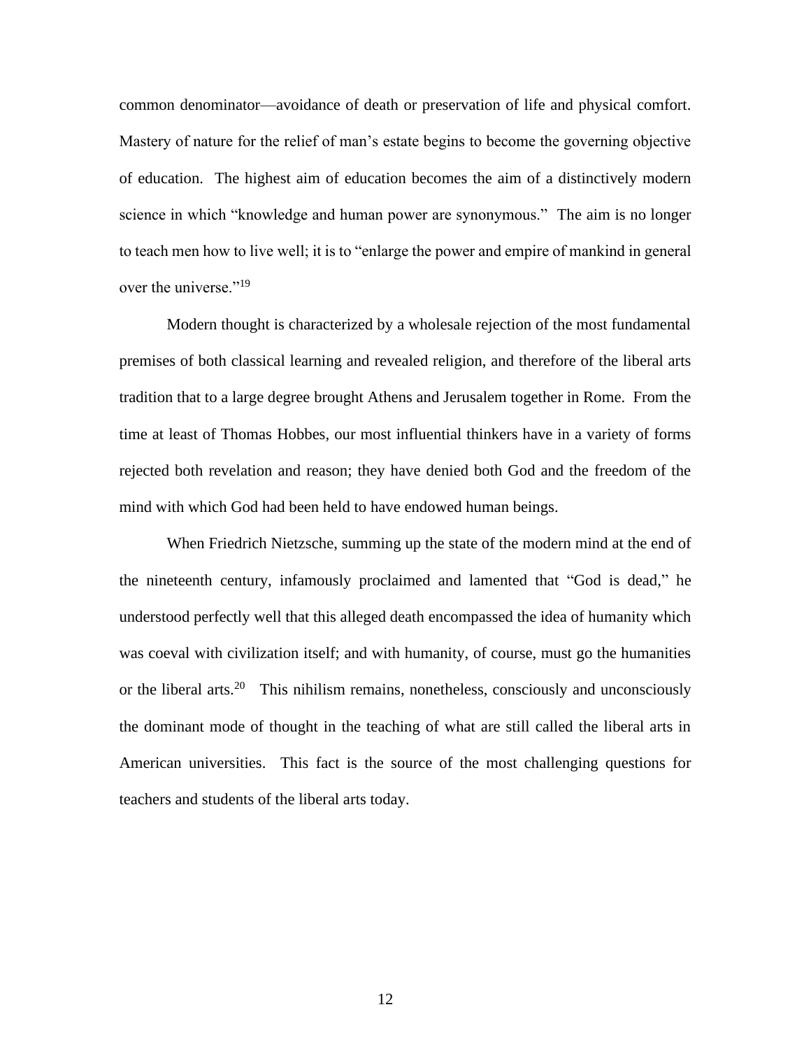common denominator—avoidance of death or preservation of life and physical comfort. Mastery of nature for the relief of man's estate begins to become the governing objective of education. The highest aim of education becomes the aim of a distinctively modern science in which "knowledge and human power are synonymous." The aim is no longer to teach men how to live well; it is to "enlarge the power and empire of mankind in general over the universe."[19]

Modern thought is characterized by a wholesale rejection of the most fundamental premises of both classical learning and revealed religion, and therefore of the liberal arts tradition that to a large degree brought Athens and Jerusalem together in Rome. From the time at least of Thomas Hobbes, our most influential thinkers have in a variety of forms rejected both revelation and reason; they have denied both God and the freedom of the mind with which God had been held to have endowed human beings.

When Friedrich Nietzsche, summing up the state of the modern mind at the end of the nineteenth century, infamously proclaimed and lamented that "God is dead," he understood perfectly well that this alleged death encompassed the idea of humanity which was coeval with civilization itself; and with humanity, of course, must go the humanities or the liberal arts.[20] This nihilism remains, nonetheless, consciously and unconsciously the dominant mode of thought in the teaching of what are still called the liberal arts in American universities. This fact is the source of the most challenging questions for teachers and students of the liberal arts today.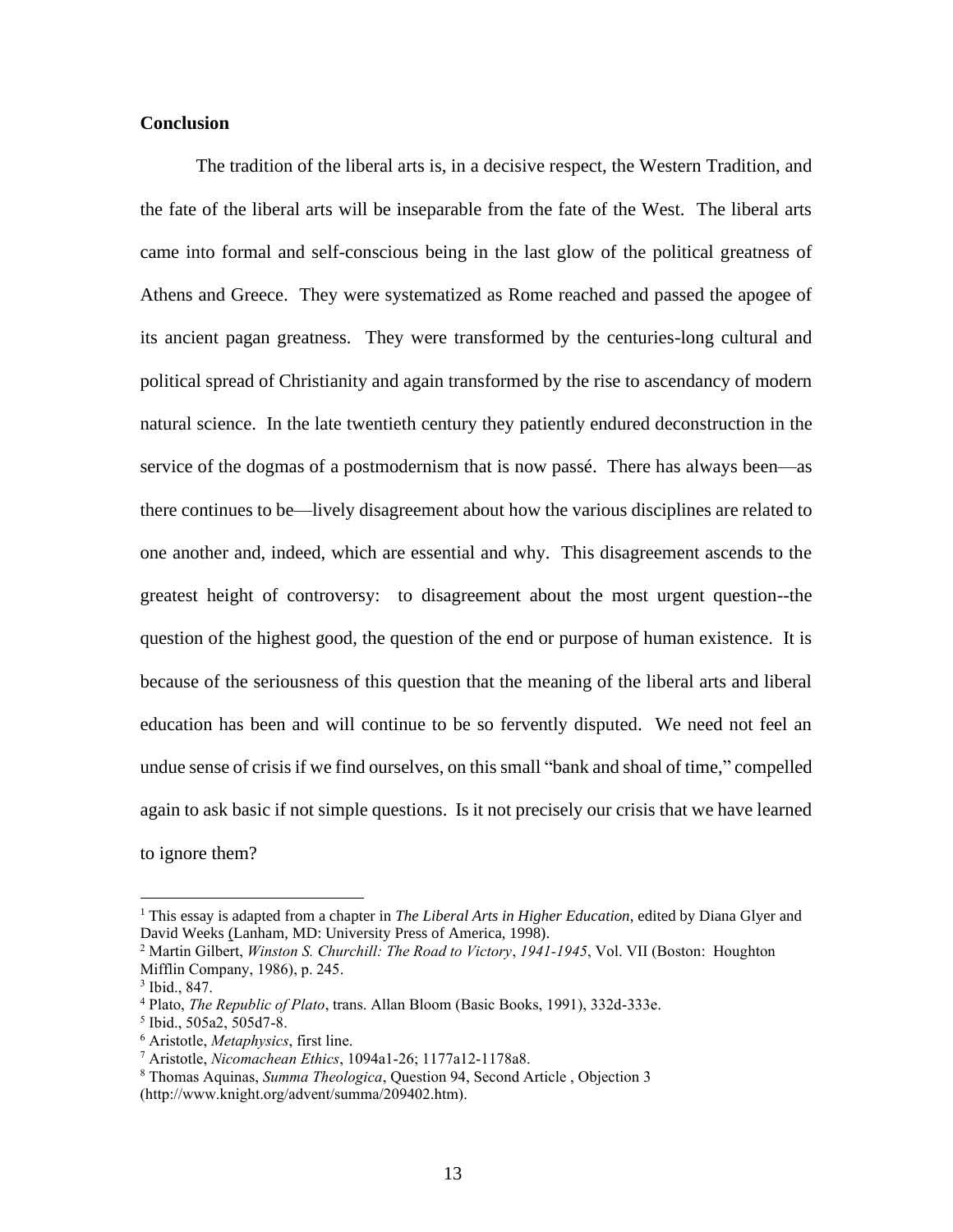**Conclusion**

The tradition of the liberal arts is, in a decisive respect, the Western Tradition, and the fate of the liberal arts will be inseparable from the fate of the West. The liberal arts came into formal and self-conscious being in the last glow of the political greatness of Athens and Greece. They were systematized as Rome reached and passed the apogee of its ancient pagan greatness. They were transformed by the centuries-long cultural and political spread of Christianity and again transformed by the rise to ascendancy of modern natural science. In the late twentieth century they patiently endured deconstruction in the service of the dogmas of a postmodernism that is now passé. There has always been—as there continues to be—lively disagreement about how the various disciplines are related to one another and, indeed, which are essential and why. This disagreement ascends to the greatest height of controversy: to disagreement about the most urgent question--the question of the highest good, the question of the end or purpose of human existence. It is because of the seriousness of this question that the meaning of the liberal arts and liberal education has been and will continue to be so fervently disputed. We need not feel an undue sense of crisis if we find ourselves, on this small "bank and shoal of time," compelled again to ask basic if not simple questions. Is it not precisely our crisis that we have learned to ignore them?

---

[1] This essay is adapted from a chapter in *The Liberal Arts in Higher Education*, edited by Diana Glyer and David Weeks (Lanham, MD: University Press of America, 1998).

[2] Martin Gilbert, *Winston S. Churchill: The Road to Victory*, *1941-1945*, Vol. VII (Boston: Houghton Mifflin Company, 1986), p. 245.

[3] Ibid., 847.

[4] Plato, *The Republic of Plato*, trans. Allan Bloom (Basic Books, 1991), 332d-333e.

[5] Ibid., 505a2, 505d7-8.

[6] Aristotle, *Metaphysics*, first line.

[7] Aristotle, *Nicomachean Ethics*, 1094a1-26; 1177a12-1178a8.

[8] Thomas Aquinas, *Summa Theologica*, Question 94, Second Article , Objection 3 (http://www.knight.org/advent/summa/209402.htm).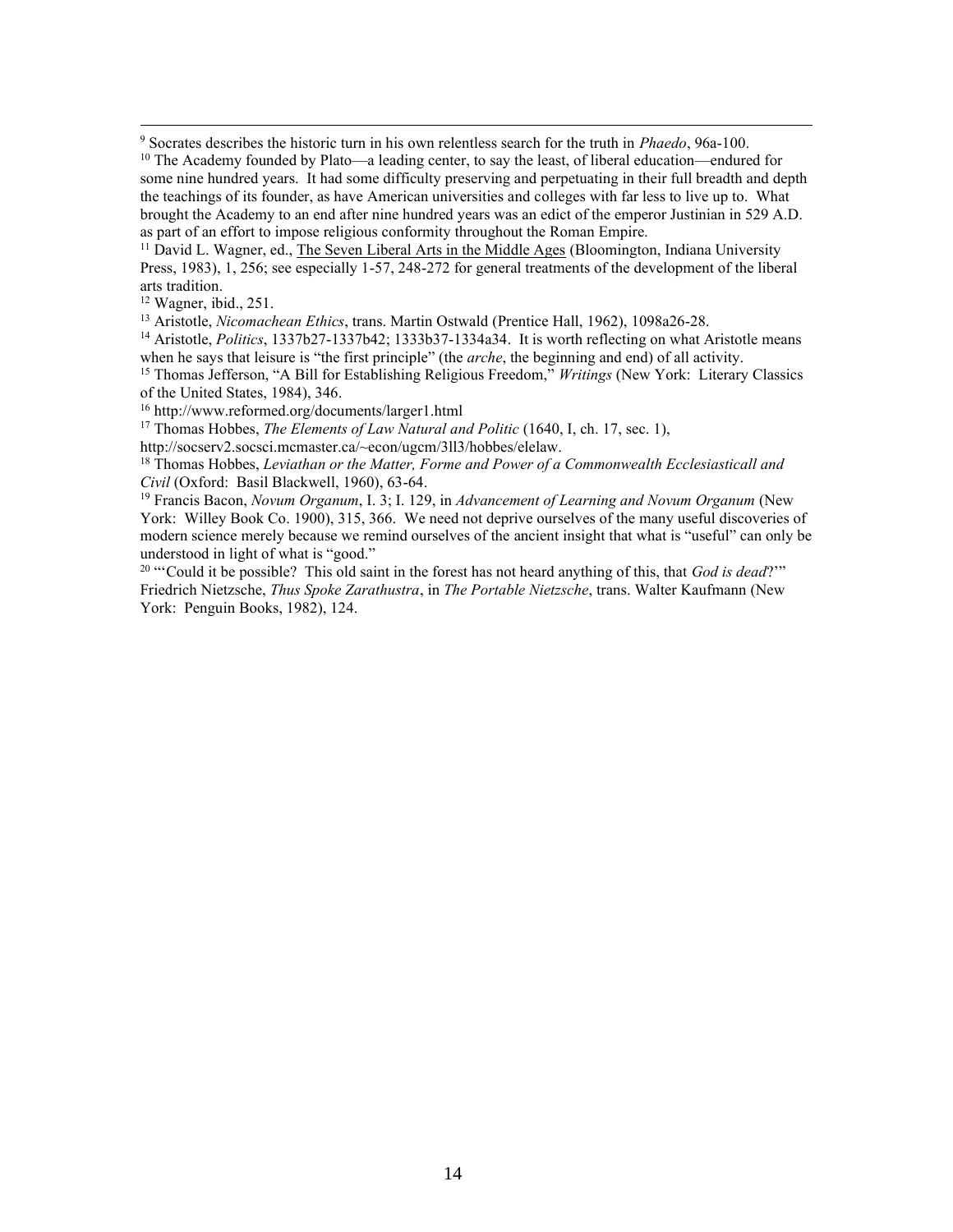[9] Socrates describes the historic turn in his own relentless search for the truth in *Phaedo*, 96a-100.

[10] The Academy founded by Plato—a leading center, to say the least, of liberal education—endured for some nine hundred years. It had some difficulty preserving and perpetuating in their full breadth and depth the teachings of its founder, as have American universities and colleges with far less to live up to. What brought the Academy to an end after nine hundred years was an edict of the emperor Justinian in 529 A.D. as part of an effort to impose religious conformity throughout the Roman Empire.

[11] David L. Wagner, ed., The Seven Liberal Arts in the Middle Ages (Bloomington, Indiana University Press, 1983), 1, 256; see especially 1-57, 248-272 for general treatments of the development of the liberal arts tradition.

[12] Wagner, ibid., 251.

[13] Aristotle, *Nicomachean Ethics*, trans. Martin Ostwald (Prentice Hall, 1962), 1098a26-28.

[14] Aristotle, *Politics*, 1337b27-1337b42; 1333b37-1334a34. It is worth reflecting on what Aristotle means when he says that leisure is "the first principle" (the *arche*, the beginning and end) of all activity.

[15] Thomas Jefferson, "A Bill for Establishing Religious Freedom," *Writings* (New York: Literary Classics of the United States, 1984), 346.

[16] http://www.reformed.org/documents/larger1.html

[17] Thomas Hobbes, *The Elements of Law Natural and Politic* (1640, I, ch. 17, sec. 1), http://socserv2.socsci.mcmaster.ca/~econ/ugcm/3ll3/hobbes/elelaw.

[18] Thomas Hobbes, *Leviathan or the Matter, Forme and Power of a Commonwealth Ecclesiasticall and Civil* (Oxford: Basil Blackwell, 1960), 63-64.

[19] Francis Bacon, *Novum Organum*, I. 3; I. 129, in *Advancement of Learning and Novum Organum* (New York: Willey Book Co. 1900), 315, 366. We need not deprive ourselves of the many useful discoveries of modern science merely because we remind ourselves of the ancient insight that what is "useful" can only be understood in light of what is "good."

[20] "'Could it be possible? This old saint in the forest has not heard anything of this, that *God is dead*?'" Friedrich Nietzsche, *Thus Spoke Zarathustra*, in *The Portable Nietzsche*, trans. Walter Kaufmann (New York: Penguin Books, 1982), 124.